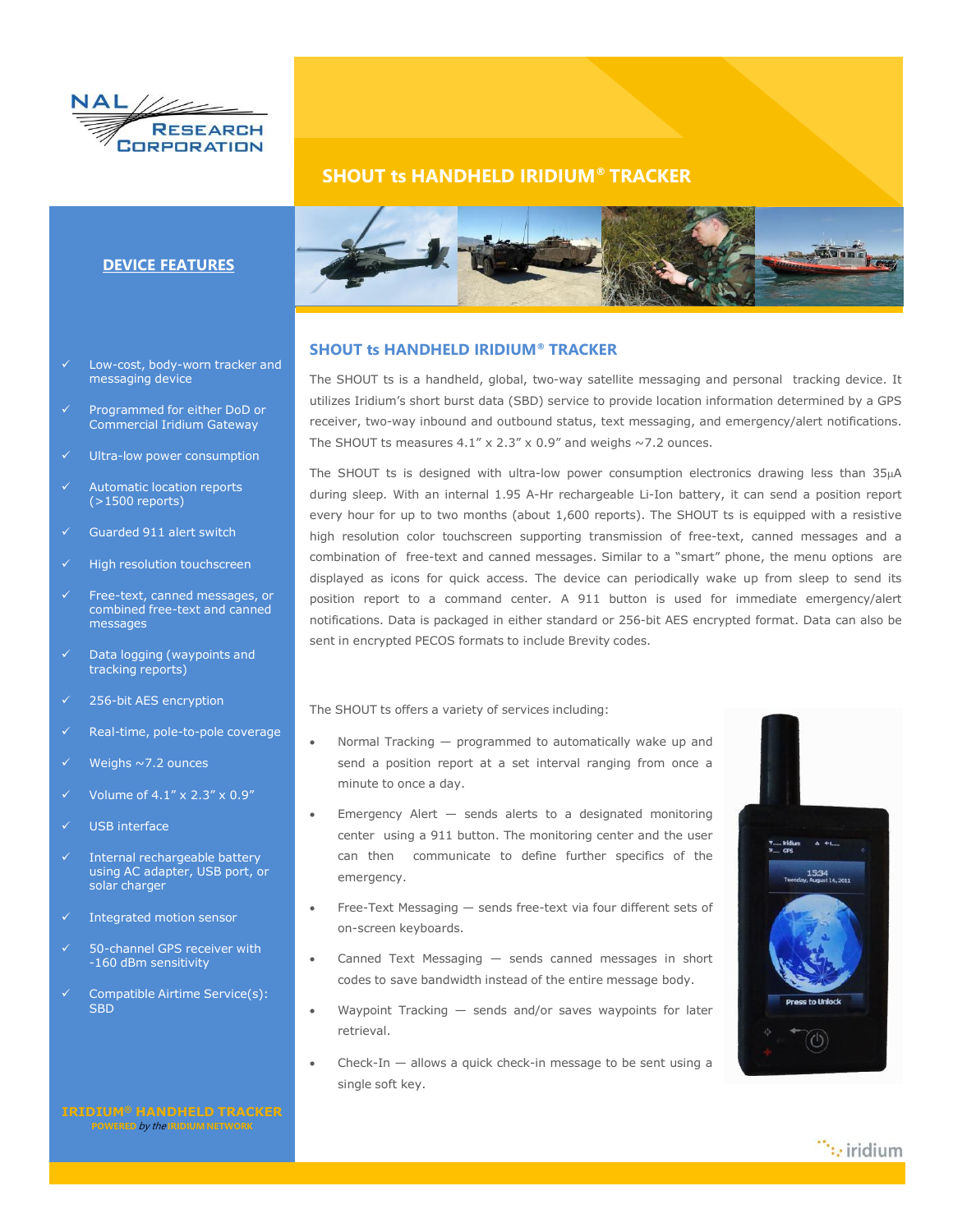NAL RESEARCH CORPORATION

# SHOUT ts HANDHELD IRIDIUM® TRACKER

## DEVICE FEATURES

- ✓ Low-cost, body-worn tracker and messaging device
- ✓ Programmed for either DoD or Commercial Iridium Gateway
- ✓ Ultra-low power consumption
- ✓ Automatic location reports (>1500 reports)
- ✓ Guarded 911 alert switch
- ✓ High resolution touchscreen
- ✓ Free-text, canned messages, or combined free-text and canned messages
- ✓ Data logging (waypoints and tracking reports)
- ✓ 256-bit AES encryption
- ✓ Real-time, pole-to-pole coverage
- ✓ Weighs ~7.2 ounces
- ✓ Volume of 4.1" x 2.3" x 0.9"
- ✓ USB interface
- ✓ Internal rechargeable battery using AC adapter, USB port, or solar charger
- ✓ Integrated motion sensor
- ✓ 50-channel GPS receiver with -160 dBm sensitivity
- ✓ Compatible Airtime Service(s): SBD

**IRIDIUM® HANDHELD TRACKER**
POWERED *by the* IRIDIUM NETWORK

## SHOUT ts HANDHELD IRIDIUM® TRACKER

The SHOUT ts is a handheld, global, two-way satellite messaging and personal tracking device. It utilizes Iridium's short burst data (SBD) service to provide location information determined by a GPS receiver, two-way inbound and outbound status, text messaging, and emergency/alert notifications. The SHOUT ts measures 4.1" x 2.3" x 0.9" and weighs ~7.2 ounces.

The SHOUT ts is designed with ultra-low power consumption electronics drawing less than 35μA during sleep. With an internal 1.95 A-Hr rechargeable Li-Ion battery, it can send a position report every hour for up to two months (about 1,600 reports). The SHOUT ts is equipped with a resistive high resolution color touchscreen supporting transmission of free-text, canned messages and a combination of free-text and canned messages. Similar to a "smart" phone, the menu options are displayed as icons for quick access. The device can periodically wake up from sleep to send its position report to a command center. A 911 button is used for immediate emergency/alert notifications. Data is packaged in either standard or 256-bit AES encrypted format. Data can also be sent in encrypted PECOS formats to include Brevity codes.

The SHOUT ts offers a variety of services including:

- Normal Tracking — programmed to automatically wake up and send a position report at a set interval ranging from once a minute to once a day.
- Emergency Alert — sends alerts to a designated monitoring center using a 911 button. The monitoring center and the user can then communicate to define further specifics of the emergency.
- Free-Text Messaging — sends free-text via four different sets of on-screen keyboards.
- Canned Text Messaging — sends canned messages in short codes to save bandwidth instead of the entire message body.
- Waypoint Tracking — sends and/or saves waypoints for later retrieval.
- Check-In — allows a quick check-in message to be sent using a single soft key.

iridium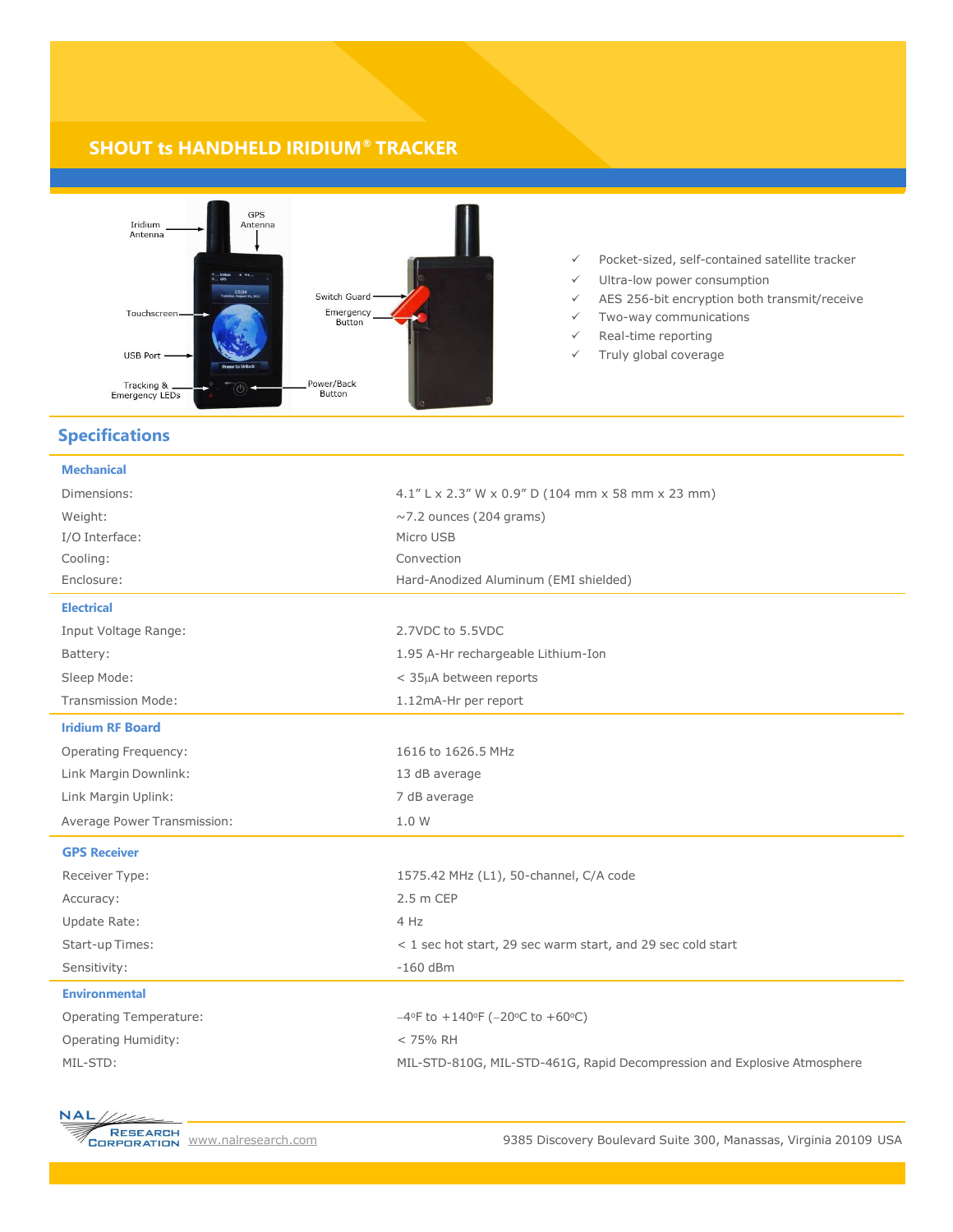# SHOUT ts HANDHELD IRIDIUM® TRACKER

Iridium Antenna
GPS Antenna
Touchscreen
USB Port
Tracking & Emergency LEDs
Switch Guard
Emergency Button
Power/Back Button

- ✓ Pocket-sized, self-contained satellite tracker
- ✓ Ultra-low power consumption
- ✓ AES 256-bit encryption both transmit/receive
- ✓ Two-way communications
- ✓ Real-time reporting
- ✓ Truly global coverage

## Specifications

### Mechanical

| | |
|---|---|
| Dimensions: | 4.1” L x 2.3” W x 0.9” D (104 mm x 58 mm x 23 mm) |
| Weight: | ~7.2 ounces (204 grams) |
| I/O Interface: | Micro USB |
| Cooling: | Convection |
| Enclosure: | Hard-Anodized Aluminum (EMI shielded) |

### Electrical

| | |
|---|---|
| Input Voltage Range: | 2.7VDC to 5.5VDC |
| Battery: | 1.95 A-Hr rechargeable Lithium-Ion |
| Sleep Mode: | < 35μA between reports |
| Transmission Mode: | 1.12mA-Hr per report |

### Iridium RF Board

| | |
|---|---|
| Operating Frequency: | 1616 to 1626.5 MHz |
| Link Margin Downlink: | 13 dB average |
| Link Margin Uplink: | 7 dB average |
| Average Power Transmission: | 1.0 W |

### GPS Receiver

| | |
|---|---|
| Receiver Type: | 1575.42 MHz (L1), 50-channel, C/A code |
| Accuracy: | 2.5 m CEP |
| Update Rate: | 4 Hz |
| Start-up Times: | < 1 sec hot start, 29 sec warm start, and 29 sec cold start |
| Sensitivity: | -160 dBm |

### Environmental

| | |
|---|---|
| Operating Temperature: | –4ºF to +140ºF (–20ºC to +60ºC) |
| Operating Humidity: | < 75% RH |
| MIL-STD: | MIL-STD-810G, MIL-STD-461G, Rapid Decompression and Explosive Atmosphere |

NAL Research Corporation www.nalresearch.com 9385 Discovery Boulevard Suite 300, Manassas, Virginia 20109 USA